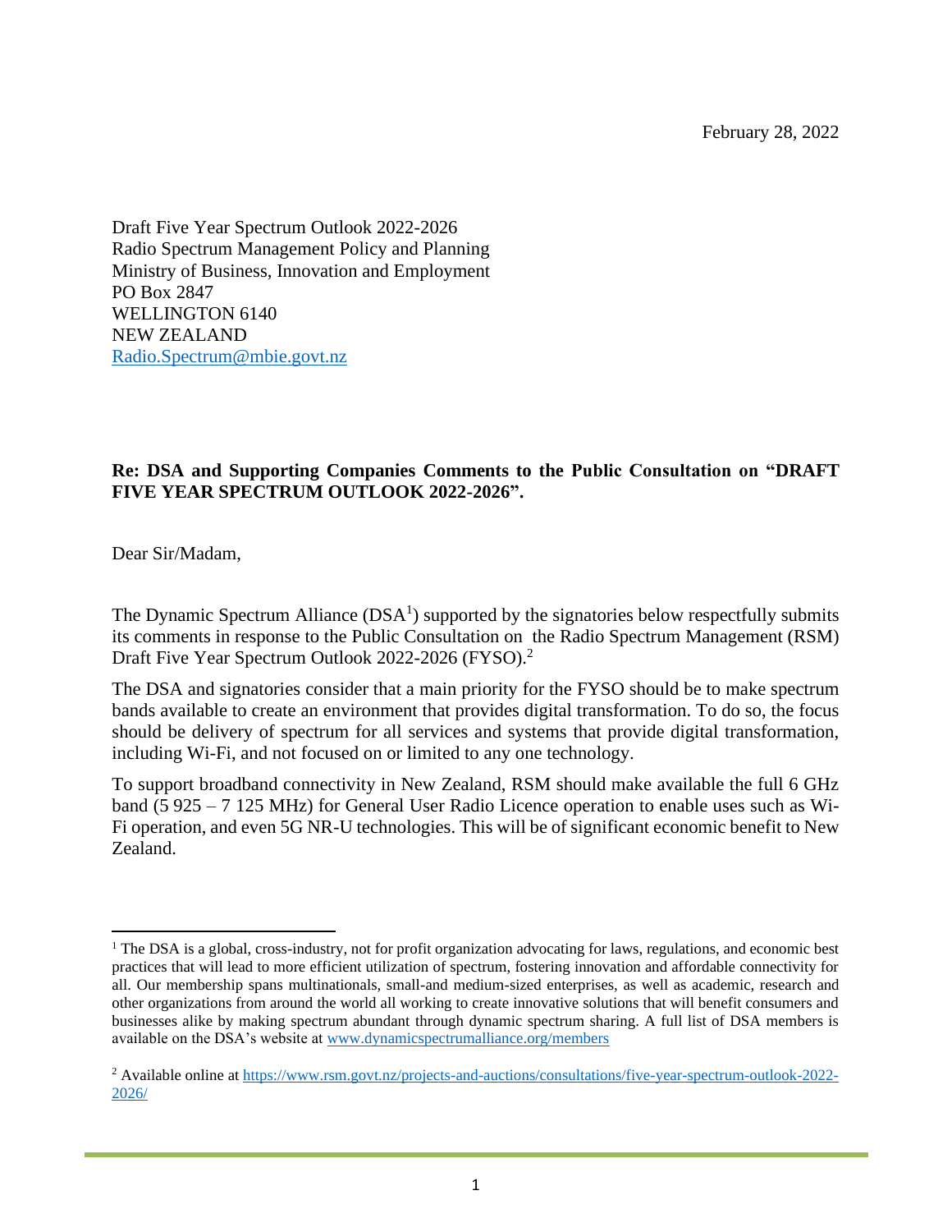February 28, 2022

Draft Five Year Spectrum Outlook 2022-2026
Radio Spectrum Management Policy and Planning
Ministry of Business, Innovation and Employment
PO Box 2847
WELLINGTON 6140
NEW ZEALAND
Radio.Spectrum@mbie.govt.nz

**Re: DSA and Supporting Companies Comments to the Public Consultation on "DRAFT FIVE YEAR SPECTRUM OUTLOOK 2022-2026".**

Dear Sir/Madam,

The Dynamic Spectrum Alliance (DSA[1]) supported by the signatories below respectfully submits its comments in response to the Public Consultation on the Radio Spectrum Management (RSM) Draft Five Year Spectrum Outlook 2022-2026 (FYSO).[2]

The DSA and signatories consider that a main priority for the FYSO should be to make spectrum bands available to create an environment that provides digital transformation. To do so, the focus should be delivery of spectrum for all services and systems that provide digital transformation, including Wi-Fi, and not focused on or limited to any one technology.

To support broadband connectivity in New Zealand, RSM should make available the full 6 GHz band (5 925 – 7 125 MHz) for General User Radio Licence operation to enable uses such as Wi-Fi operation, and even 5G NR-U technologies. This will be of significant economic benefit to New Zealand.

---

[1] The DSA is a global, cross-industry, not for profit organization advocating for laws, regulations, and economic best practices that will lead to more efficient utilization of spectrum, fostering innovation and affordable connectivity for all. Our membership spans multinationals, small-and medium-sized enterprises, as well as academic, research and other organizations from around the world all working to create innovative solutions that will benefit consumers and businesses alike by making spectrum abundant through dynamic spectrum sharing. A full list of DSA members is available on the DSA's website at www.dynamicspectrumalliance.org/members

[2] Available online at https://www.rsm.govt.nz/projects-and-auctions/consultations/five-year-spectrum-outlook-2022-2026/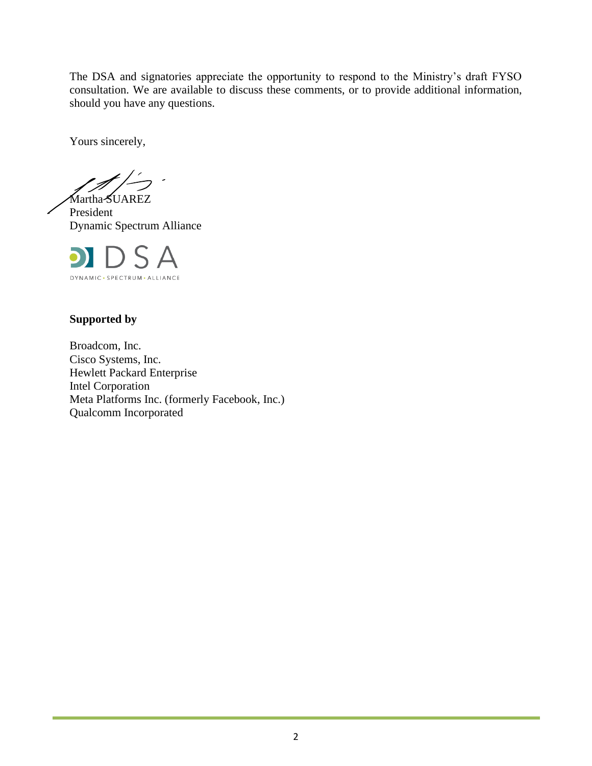The DSA and signatories appreciate the opportunity to respond to the Ministry's draft FYSO consultation. We are available to discuss these comments, or to provide additional information, should you have any questions.

Yours sincerely,

Martha SUAREZ
President
Dynamic Spectrum Alliance

DSA
DYNAMIC • SPECTRUM • ALLIANCE

**Supported by**

Broadcom, Inc.
Cisco Systems, Inc.
Hewlett Packard Enterprise
Intel Corporation
Meta Platforms Inc. (formerly Facebook, Inc.)
Qualcomm Incorporated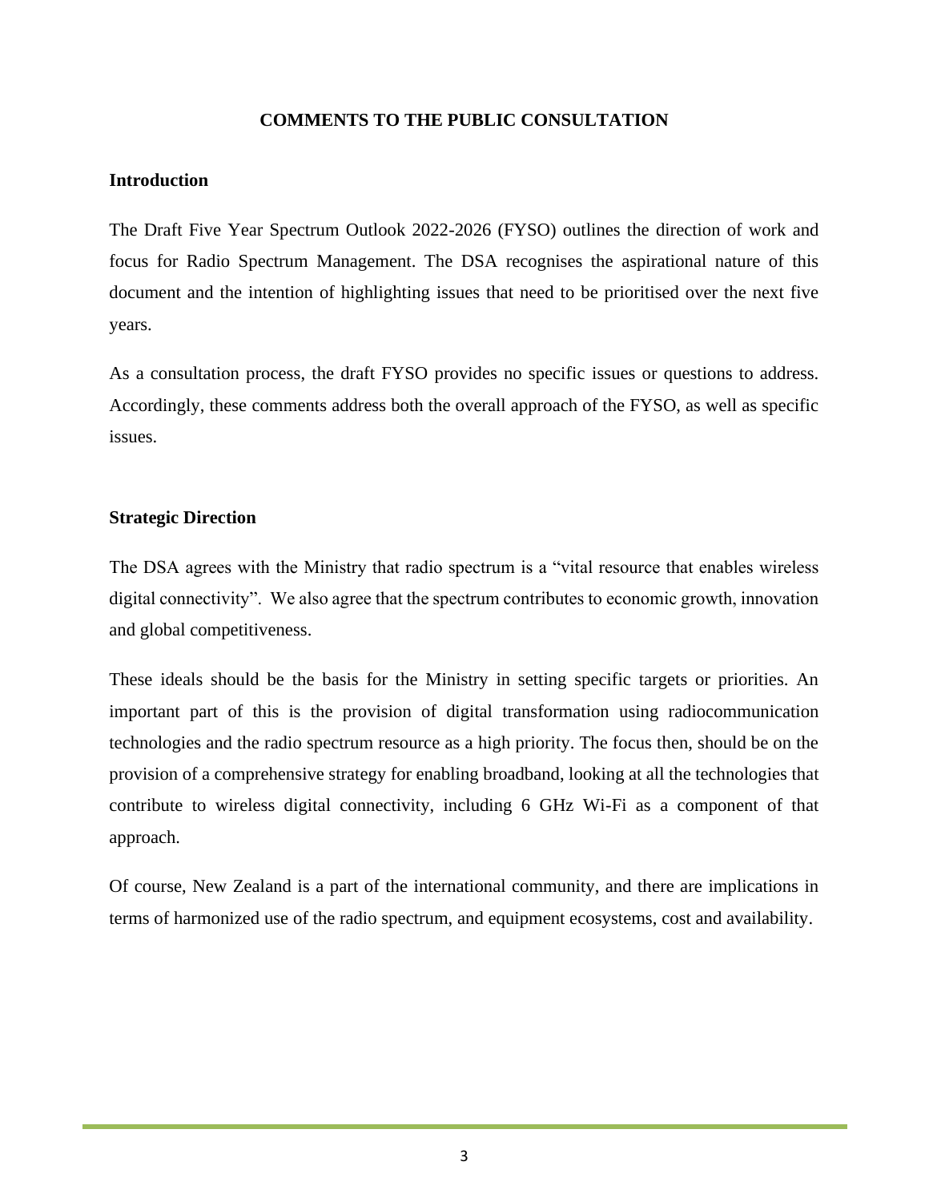## COMMENTS TO THE PUBLIC CONSULTATION

### Introduction

The Draft Five Year Spectrum Outlook 2022-2026 (FYSO) outlines the direction of work and focus for Radio Spectrum Management. The DSA recognises the aspirational nature of this document and the intention of highlighting issues that need to be prioritised over the next five years.

As a consultation process, the draft FYSO provides no specific issues or questions to address. Accordingly, these comments address both the overall approach of the FYSO, as well as specific issues.

### Strategic Direction

The DSA agrees with the Ministry that radio spectrum is a "vital resource that enables wireless digital connectivity". We also agree that the spectrum contributes to economic growth, innovation and global competitiveness.

These ideals should be the basis for the Ministry in setting specific targets or priorities. An important part of this is the provision of digital transformation using radiocommunication technologies and the radio spectrum resource as a high priority. The focus then, should be on the provision of a comprehensive strategy for enabling broadband, looking at all the technologies that contribute to wireless digital connectivity, including 6 GHz Wi-Fi as a component of that approach.

Of course, New Zealand is a part of the international community, and there are implications in terms of harmonized use of the radio spectrum, and equipment ecosystems, cost and availability.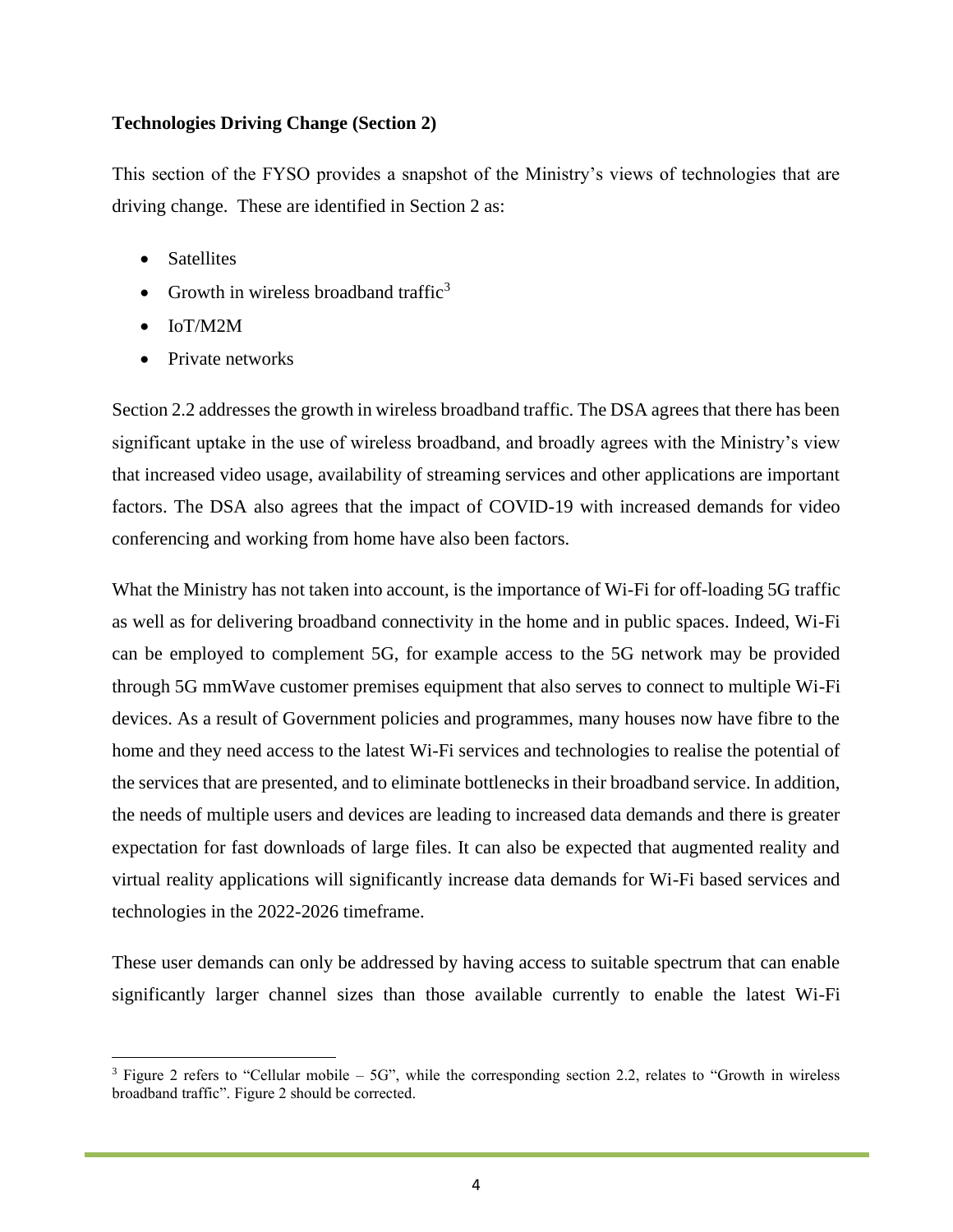**Technologies Driving Change (Section 2)**

This section of the FYSO provides a snapshot of the Ministry's views of technologies that are driving change. These are identified in Section 2 as:

- Satellites
- Growth in wireless broadband traffic[3]
- IoT/M2M
- Private networks

Section 2.2 addresses the growth in wireless broadband traffic. The DSA agrees that there has been significant uptake in the use of wireless broadband, and broadly agrees with the Ministry's view that increased video usage, availability of streaming services and other applications are important factors. The DSA also agrees that the impact of COVID-19 with increased demands for video conferencing and working from home have also been factors.

What the Ministry has not taken into account, is the importance of Wi-Fi for off-loading 5G traffic as well as for delivering broadband connectivity in the home and in public spaces. Indeed, Wi-Fi can be employed to complement 5G, for example access to the 5G network may be provided through 5G mmWave customer premises equipment that also serves to connect to multiple Wi-Fi devices. As a result of Government policies and programmes, many houses now have fibre to the home and they need access to the latest Wi-Fi services and technologies to realise the potential of the services that are presented, and to eliminate bottlenecks in their broadband service. In addition, the needs of multiple users and devices are leading to increased data demands and there is greater expectation for fast downloads of large files. It can also be expected that augmented reality and virtual reality applications will significantly increase data demands for Wi-Fi based services and technologies in the 2022-2026 timeframe.

These user demands can only be addressed by having access to suitable spectrum that can enable significantly larger channel sizes than those available currently to enable the latest Wi-Fi

[3] Figure 2 refers to "Cellular mobile – 5G", while the corresponding section 2.2, relates to "Growth in wireless broadband traffic". Figure 2 should be corrected.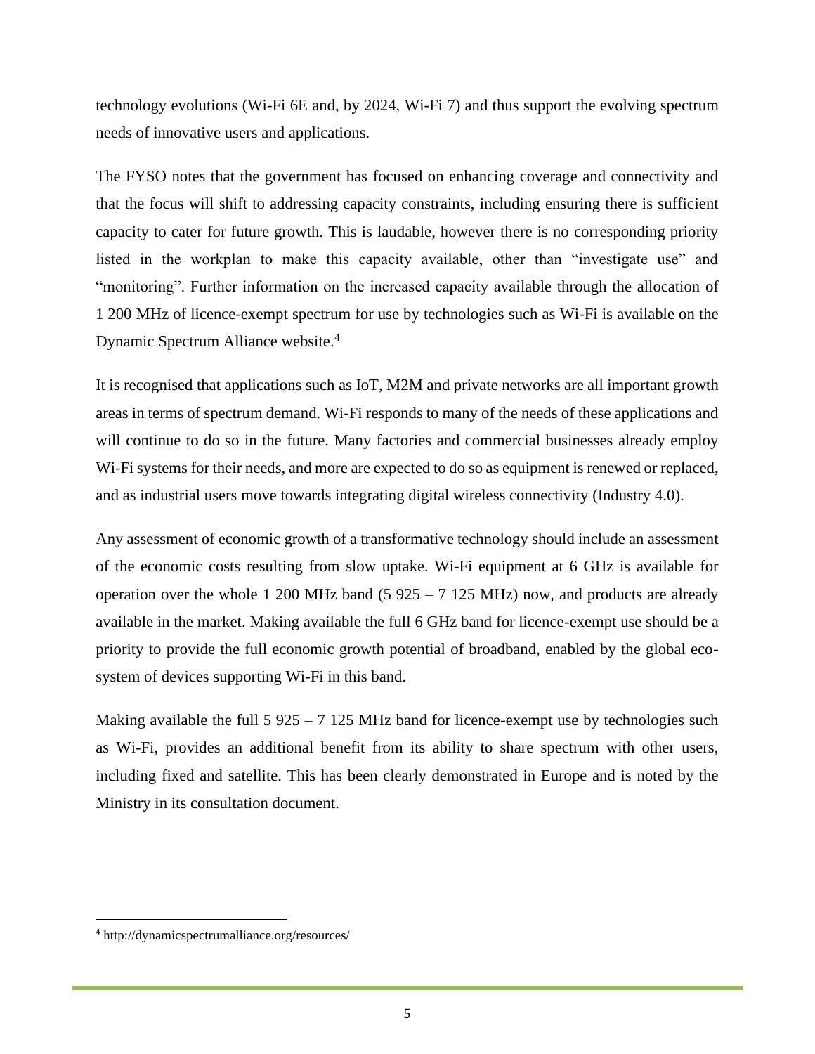technology evolutions (Wi-Fi 6E and, by 2024, Wi-Fi 7) and thus support the evolving spectrum needs of innovative users and applications.

The FYSO notes that the government has focused on enhancing coverage and connectivity and that the focus will shift to addressing capacity constraints, including ensuring there is sufficient capacity to cater for future growth. This is laudable, however there is no corresponding priority listed in the workplan to make this capacity available, other than "investigate use" and "monitoring". Further information on the increased capacity available through the allocation of 1 200 MHz of licence-exempt spectrum for use by technologies such as Wi-Fi is available on the Dynamic Spectrum Alliance website.[4]

It is recognised that applications such as IoT, M2M and private networks are all important growth areas in terms of spectrum demand. Wi-Fi responds to many of the needs of these applications and will continue to do so in the future. Many factories and commercial businesses already employ Wi-Fi systems for their needs, and more are expected to do so as equipment is renewed or replaced, and as industrial users move towards integrating digital wireless connectivity (Industry 4.0).

Any assessment of economic growth of a transformative technology should include an assessment of the economic costs resulting from slow uptake. Wi-Fi equipment at 6 GHz is available for operation over the whole 1 200 MHz band (5 925 – 7 125 MHz) now, and products are already available in the market. Making available the full 6 GHz band for licence-exempt use should be a priority to provide the full economic growth potential of broadband, enabled by the global eco-system of devices supporting Wi-Fi in this band.

Making available the full 5 925 – 7 125 MHz band for licence-exempt use by technologies such as Wi-Fi, provides an additional benefit from its ability to share spectrum with other users, including fixed and satellite. This has been clearly demonstrated in Europe and is noted by the Ministry in its consultation document.

---

[4] http://dynamicspectrumalliance.org/resources/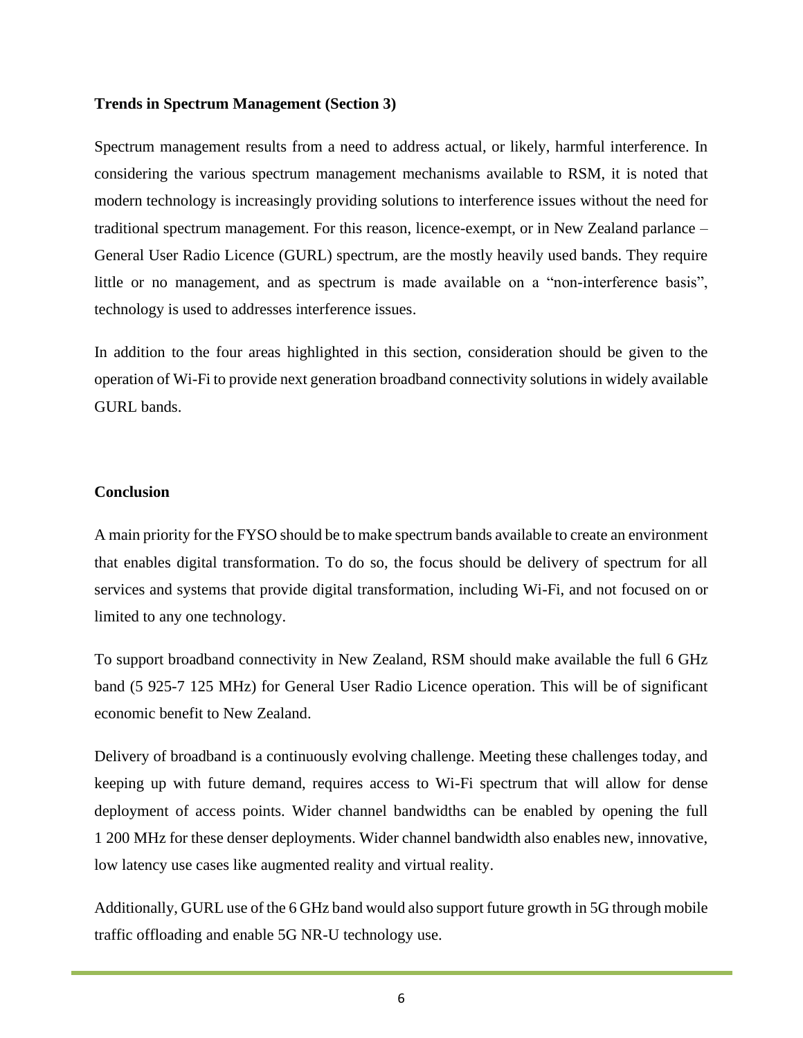**Trends in Spectrum Management (Section 3)**

Spectrum management results from a need to address actual, or likely, harmful interference. In considering the various spectrum management mechanisms available to RSM, it is noted that modern technology is increasingly providing solutions to interference issues without the need for traditional spectrum management. For this reason, licence-exempt, or in New Zealand parlance – General User Radio Licence (GURL) spectrum, are the mostly heavily used bands. They require little or no management, and as spectrum is made available on a "non-interference basis", technology is used to addresses interference issues.

In addition to the four areas highlighted in this section, consideration should be given to the operation of Wi-Fi to provide next generation broadband connectivity solutions in widely available GURL bands.

**Conclusion**

A main priority for the FYSO should be to make spectrum bands available to create an environment that enables digital transformation. To do so, the focus should be delivery of spectrum for all services and systems that provide digital transformation, including Wi-Fi, and not focused on or limited to any one technology.

To support broadband connectivity in New Zealand, RSM should make available the full 6 GHz band (5 925-7 125 MHz) for General User Radio Licence operation. This will be of significant economic benefit to New Zealand.

Delivery of broadband is a continuously evolving challenge. Meeting these challenges today, and keeping up with future demand, requires access to Wi-Fi spectrum that will allow for dense deployment of access points. Wider channel bandwidths can be enabled by opening the full 1 200 MHz for these denser deployments. Wider channel bandwidth also enables new, innovative, low latency use cases like augmented reality and virtual reality.

Additionally, GURL use of the 6 GHz band would also support future growth in 5G through mobile traffic offloading and enable 5G NR-U technology use.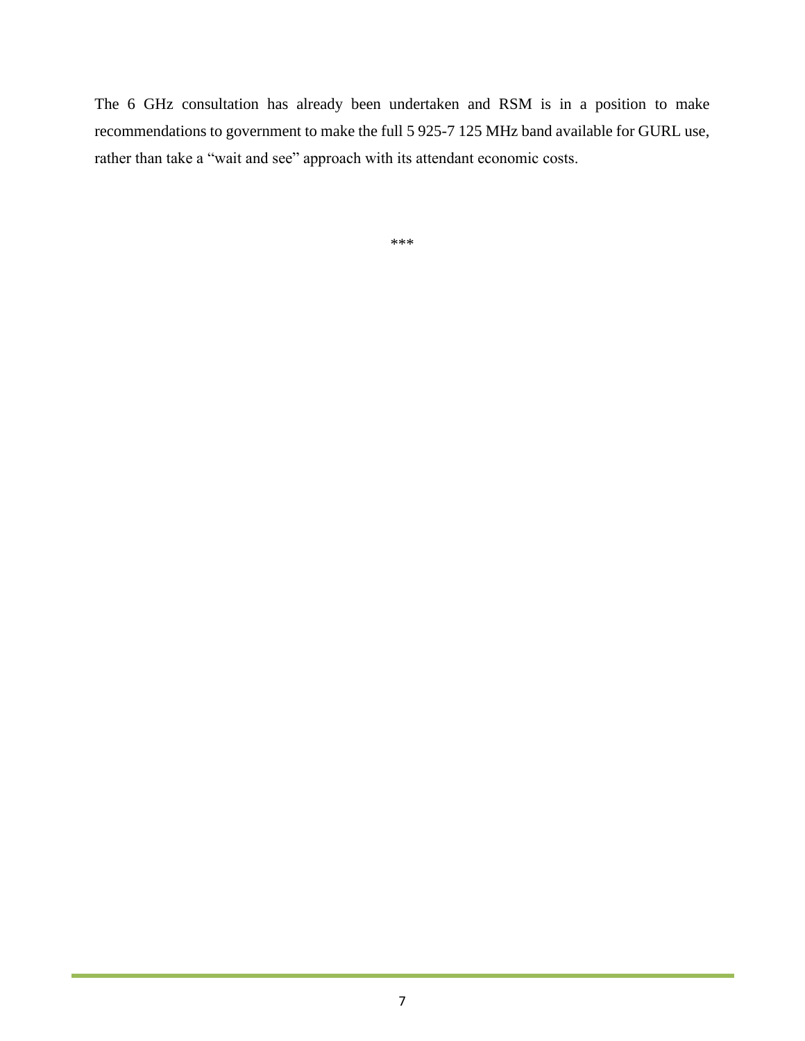The 6 GHz consultation has already been undertaken and RSM is in a position to make recommendations to government to make the full 5 925-7 125 MHz band available for GURL use, rather than take a "wait and see" approach with its attendant economic costs.

***